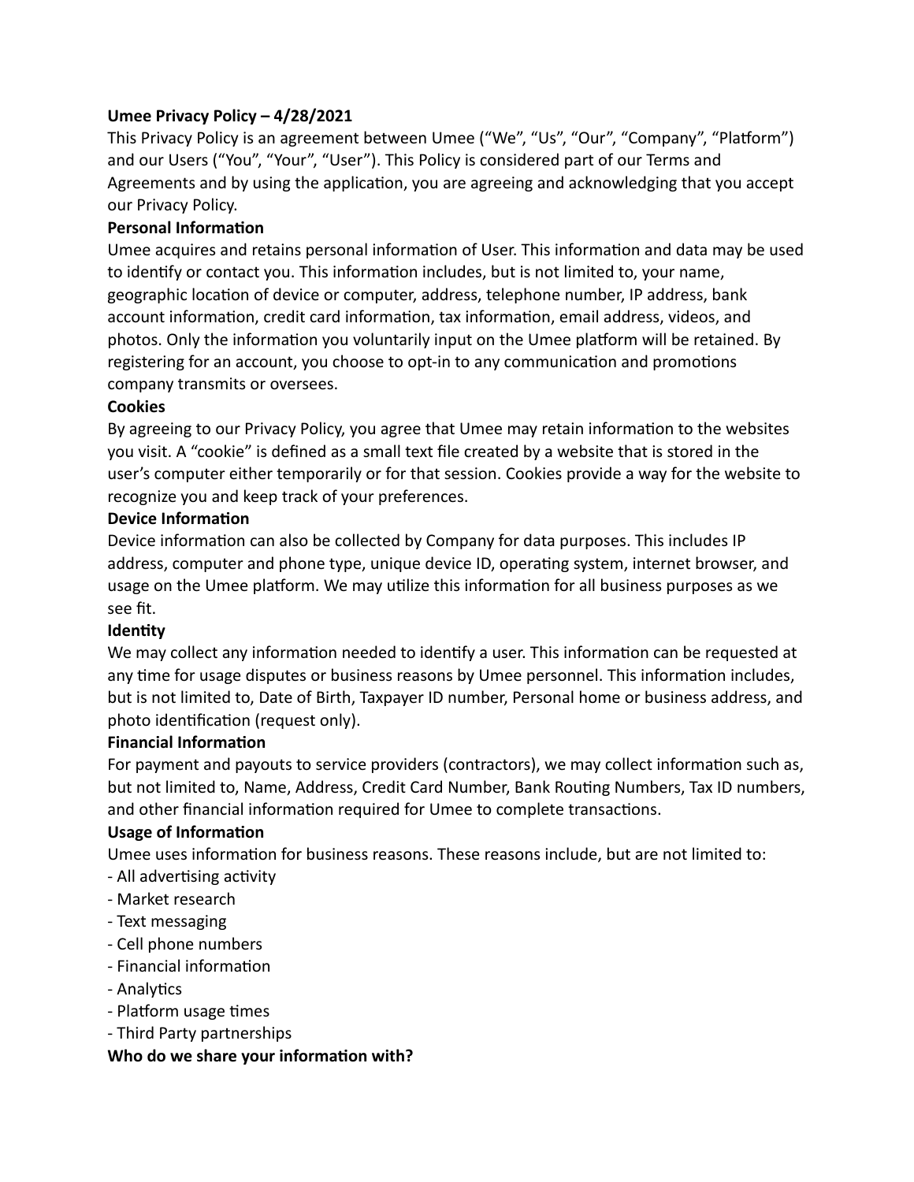**Umee Privacy Policy – 4/28/2021**

This Privacy Policy is an agreement between Umee ("We", "Us", "Our", "Company", "Platform") and our Users ("You", "Your", "User"). This Policy is considered part of our Terms and Agreements and by using the application, you are agreeing and acknowledging that you accept our Privacy Policy.

**Personal Information**

Umee acquires and retains personal information of User. This information and data may be used to identify or contact you. This information includes, but is not limited to, your name, geographic location of device or computer, address, telephone number, IP address, bank account information, credit card information, tax information, email address, videos, and photos. Only the information you voluntarily input on the Umee platform will be retained. By registering for an account, you choose to opt-in to any communication and promotions company transmits or oversees.

**Cookies**

By agreeing to our Privacy Policy, you agree that Umee may retain information to the websites you visit. A "cookie" is defined as a small text file created by a website that is stored in the user's computer either temporarily or for that session. Cookies provide a way for the website to recognize you and keep track of your preferences.

**Device Information**

Device information can also be collected by Company for data purposes. This includes IP address, computer and phone type, unique device ID, operating system, internet browser, and usage on the Umee platform. We may utilize this information for all business purposes as we see fit.

**Identity**

We may collect any information needed to identify a user. This information can be requested at any time for usage disputes or business reasons by Umee personnel. This information includes, but is not limited to, Date of Birth, Taxpayer ID number, Personal home or business address, and photo identification (request only).

**Financial Information**

For payment and payouts to service providers (contractors), we may collect information such as, but not limited to, Name, Address, Credit Card Number, Bank Routing Numbers, Tax ID numbers, and other financial information required for Umee to complete transactions.

**Usage of Information**

Umee uses information for business reasons. These reasons include, but are not limited to:

- All advertising activity
- Market research
- Text messaging
- Cell phone numbers
- Financial information
- Analytics
- Platform usage times
- Third Party partnerships

**Who do we share your information with?**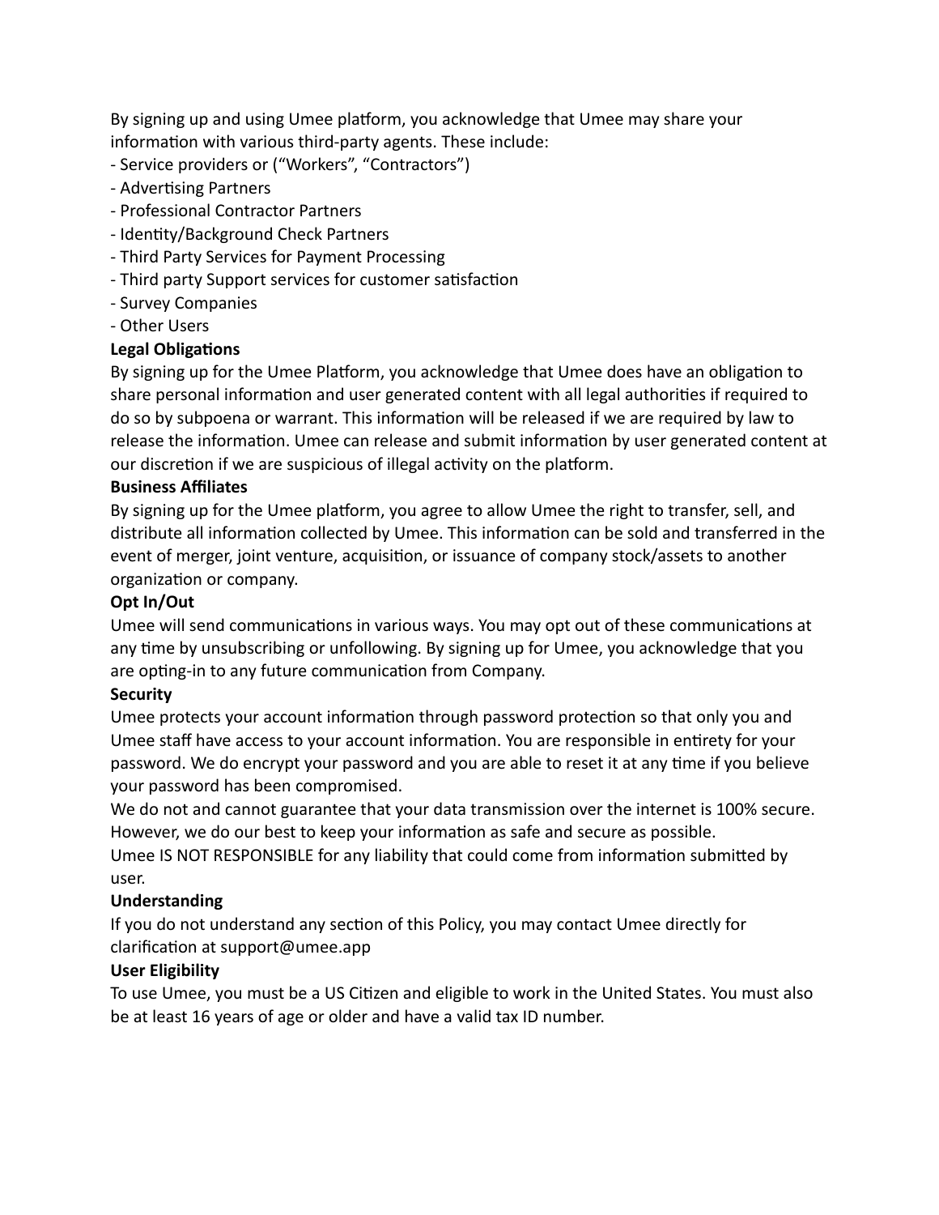By signing up and using Umee platform, you acknowledge that Umee may share your information with various third-party agents. These include:

- Service providers or (“Workers”, “Contractors”)
- Advertising Partners
- Professional Contractor Partners
- Identity/Background Check Partners
- Third Party Services for Payment Processing
- Third party Support services for customer satisfaction
- Survey Companies
- Other Users

**Legal Obligations**

By signing up for the Umee Platform, you acknowledge that Umee does have an obligation to share personal information and user generated content with all legal authorities if required to do so by subpoena or warrant. This information will be released if we are required by law to release the information. Umee can release and submit information by user generated content at our discretion if we are suspicious of illegal activity on the platform.

**Business Affiliates**

By signing up for the Umee platform, you agree to allow Umee the right to transfer, sell, and distribute all information collected by Umee. This information can be sold and transferred in the event of merger, joint venture, acquisition, or issuance of company stock/assets to another organization or company.

**Opt In/Out**

Umee will send communications in various ways. You may opt out of these communications at any time by unsubscribing or unfollowing. By signing up for Umee, you acknowledge that you are opting-in to any future communication from Company.

**Security**

Umee protects your account information through password protection so that only you and Umee staff have access to your account information. You are responsible in entirety for your password. We do encrypt your password and you are able to reset it at any time if you believe your password has been compromised.

We do not and cannot guarantee that your data transmission over the internet is 100% secure. However, we do our best to keep your information as safe and secure as possible.

Umee IS NOT RESPONSIBLE for any liability that could come from information submitted by user.

**Understanding**

If you do not understand any section of this Policy, you may contact Umee directly for clarification at support@umee.app

**User Eligibility**

To use Umee, you must be a US Citizen and eligible to work in the United States. You must also be at least 16 years of age or older and have a valid tax ID number.